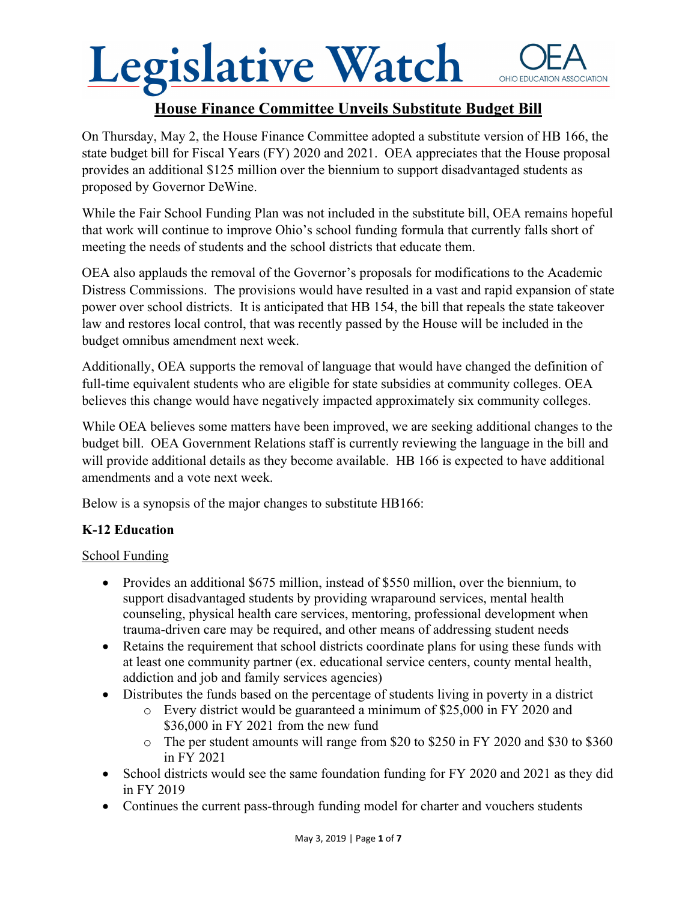# Legislative Watch

OEA
OHIO EDUCATION ASSOCIATION

## House Finance Committee Unveils Substitute Budget Bill

On Thursday, May 2, the House Finance Committee adopted a substitute version of HB 166, the state budget bill for Fiscal Years (FY) 2020 and 2021. OEA appreciates that the House proposal provides an additional $125 million over the biennium to support disadvantaged students as proposed by Governor DeWine.

While the Fair School Funding Plan was not included in the substitute bill, OEA remains hopeful that work will continue to improve Ohio's school funding formula that currently falls short of meeting the needs of students and the school districts that educate them.

OEA also applauds the removal of the Governor's proposals for modifications to the Academic Distress Commissions. The provisions would have resulted in a vast and rapid expansion of state power over school districts. It is anticipated that HB 154, the bill that repeals the state takeover law and restores local control, that was recently passed by the House will be included in the budget omnibus amendment next week.

Additionally, OEA supports the removal of language that would have changed the definition of full-time equivalent students who are eligible for state subsidies at community colleges. OEA believes this change would have negatively impacted approximately six community colleges.

While OEA believes some matters have been improved, we are seeking additional changes to the budget bill. OEA Government Relations staff is currently reviewing the language in the bill and will provide additional details as they become available. HB 166 is expected to have additional amendments and a vote next week.

Below is a synopsis of the major changes to substitute HB166:

### K-12 Education

School Funding

- Provides an additional $675 million, instead of $550 million, over the biennium, to support disadvantaged students by providing wraparound services, mental health counseling, physical health care services, mentoring, professional development when trauma-driven care may be required, and other means of addressing student needs
- Retains the requirement that school districts coordinate plans for using these funds with at least one community partner (ex. educational service centers, county mental health, addiction and job and family services agencies)
- Distributes the funds based on the percentage of students living in poverty in a district
    - Every district would be guaranteed a minimum of $25,000 in FY 2020 and $36,000 in FY 2021 from the new fund
    - The per student amounts will range from $20 to $250 in FY 2020 and $30 to $360 in FY 2021
- School districts would see the same foundation funding for FY 2020 and 2021 as they did in FY 2019
- Continues the current pass-through funding model for charter and vouchers students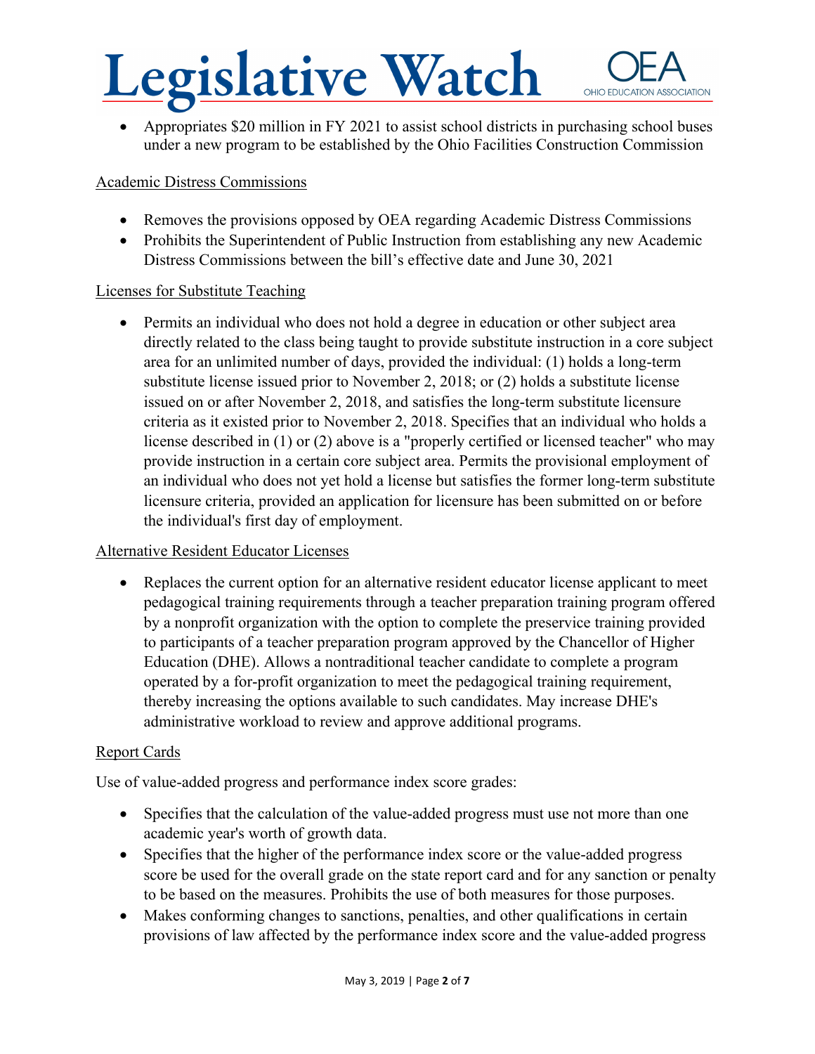- Appropriates $20 million in FY 2021 to assist school districts in purchasing school buses under a new program to be established by the Ohio Facilities Construction Commission

<u>Academic Distress Commissions</u>

- Removes the provisions opposed by OEA regarding Academic Distress Commissions
- Prohibits the Superintendent of Public Instruction from establishing any new Academic Distress Commissions between the bill's effective date and June 30, 2021

<u>Licenses for Substitute Teaching</u>

- Permits an individual who does not hold a degree in education or other subject area directly related to the class being taught to provide substitute instruction in a core subject area for an unlimited number of days, provided the individual: (1) holds a long-term substitute license issued prior to November 2, 2018; or (2) holds a substitute license issued on or after November 2, 2018, and satisfies the long-term substitute licensure criteria as it existed prior to November 2, 2018. Specifies that an individual who holds a license described in (1) or (2) above is a "properly certified or licensed teacher" who may provide instruction in a certain core subject area. Permits the provisional employment of an individual who does not yet hold a license but satisfies the former long-term substitute licensure criteria, provided an application for licensure has been submitted on or before the individual's first day of employment.

<u>Alternative Resident Educator Licenses</u>

- Replaces the current option for an alternative resident educator license applicant to meet pedagogical training requirements through a teacher preparation training program offered by a nonprofit organization with the option to complete the preservice training provided to participants of a teacher preparation program approved by the Chancellor of Higher Education (DHE). Allows a nontraditional teacher candidate to complete a program operated by a for-profit organization to meet the pedagogical training requirement, thereby increasing the options available to such candidates. May increase DHE's administrative workload to review and approve additional programs.

<u>Report Cards</u>

Use of value-added progress and performance index score grades:

- Specifies that the calculation of the value-added progress must use not more than one academic year's worth of growth data.
- Specifies that the higher of the performance index score or the value-added progress score be used for the overall grade on the state report card and for any sanction or penalty to be based on the measures. Prohibits the use of both measures for those purposes.
- Makes conforming changes to sanctions, penalties, and other qualifications in certain provisions of law affected by the performance index score and the value-added progress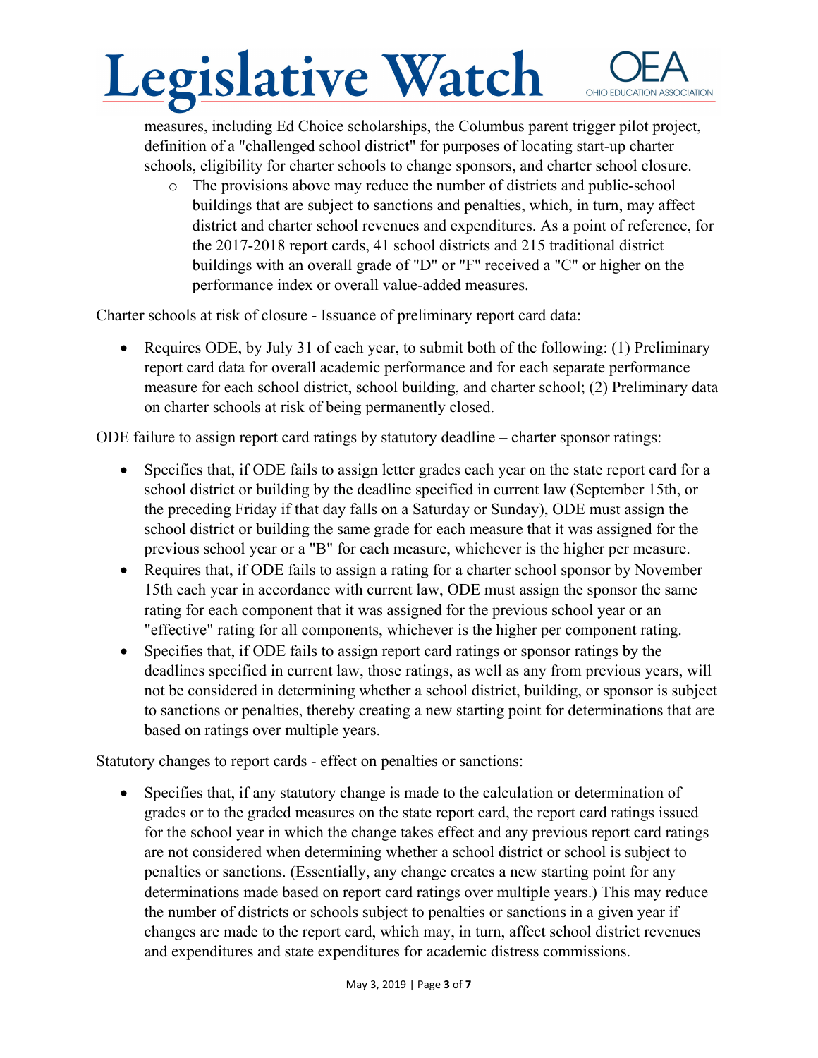measures, including Ed Choice scholarships, the Columbus parent trigger pilot project, definition of a "challenged school district" for purposes of locating start-up charter schools, eligibility for charter schools to change sponsors, and charter school closure.

  - The provisions above may reduce the number of districts and public-school buildings that are subject to sanctions and penalties, which, in turn, may affect district and charter school revenues and expenditures. As a point of reference, for the 2017-2018 report cards, 41 school districts and 215 traditional district buildings with an overall grade of "D" or "F" received a "C" or higher on the performance index or overall value-added measures.

Charter schools at risk of closure - Issuance of preliminary report card data:

- Requires ODE, by July 31 of each year, to submit both of the following: (1) Preliminary report card data for overall academic performance and for each separate performance measure for each school district, school building, and charter school; (2) Preliminary data on charter schools at risk of being permanently closed.

ODE failure to assign report card ratings by statutory deadline – charter sponsor ratings:

- Specifies that, if ODE fails to assign letter grades each year on the state report card for a school district or building by the deadline specified in current law (September 15th, or the preceding Friday if that day falls on a Saturday or Sunday), ODE must assign the school district or building the same grade for each measure that it was assigned for the previous school year or a "B" for each measure, whichever is the higher per measure.
- Requires that, if ODE fails to assign a rating for a charter school sponsor by November 15th each year in accordance with current law, ODE must assign the sponsor the same rating for each component that it was assigned for the previous school year or an "effective" rating for all components, whichever is the higher per component rating.
- Specifies that, if ODE fails to assign report card ratings or sponsor ratings by the deadlines specified in current law, those ratings, as well as any from previous years, will not be considered in determining whether a school district, building, or sponsor is subject to sanctions or penalties, thereby creating a new starting point for determinations that are based on ratings over multiple years.

Statutory changes to report cards - effect on penalties or sanctions:

- Specifies that, if any statutory change is made to the calculation or determination of grades or to the graded measures on the state report card, the report card ratings issued for the school year in which the change takes effect and any previous report card ratings are not considered when determining whether a school district or school is subject to penalties or sanctions. (Essentially, any change creates a new starting point for any determinations made based on report card ratings over multiple years.) This may reduce the number of districts or schools subject to penalties or sanctions in a given year if changes are made to the report card, which may, in turn, affect school district revenues and expenditures and state expenditures for academic distress commissions.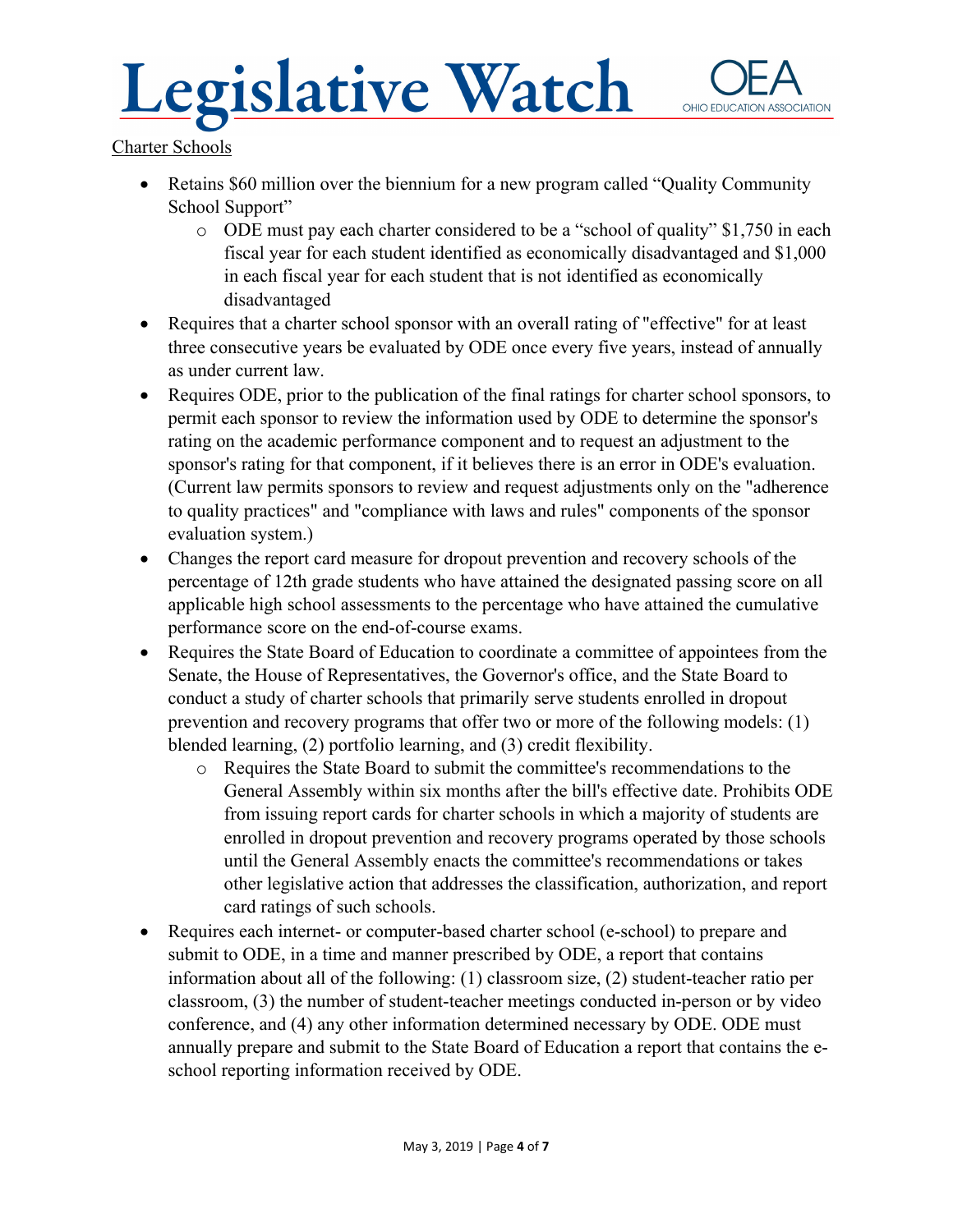Charter Schools

- Retains $60 million over the biennium for a new program called "Quality Community School Support"
  - ODE must pay each charter considered to be a "school of quality" $1,750 in each fiscal year for each student identified as economically disadvantaged and $1,000 in each fiscal year for each student that is not identified as economically disadvantaged
- Requires that a charter school sponsor with an overall rating of "effective" for at least three consecutive years be evaluated by ODE once every five years, instead of annually as under current law.
- Requires ODE, prior to the publication of the final ratings for charter school sponsors, to permit each sponsor to review the information used by ODE to determine the sponsor's rating on the academic performance component and to request an adjustment to the sponsor's rating for that component, if it believes there is an error in ODE's evaluation. (Current law permits sponsors to review and request adjustments only on the "adherence to quality practices" and "compliance with laws and rules" components of the sponsor evaluation system.)
- Changes the report card measure for dropout prevention and recovery schools of the percentage of 12th grade students who have attained the designated passing score on all applicable high school assessments to the percentage who have attained the cumulative performance score on the end-of-course exams.
- Requires the State Board of Education to coordinate a committee of appointees from the Senate, the House of Representatives, the Governor's office, and the State Board to conduct a study of charter schools that primarily serve students enrolled in dropout prevention and recovery programs that offer two or more of the following models: (1) blended learning, (2) portfolio learning, and (3) credit flexibility.
  - Requires the State Board to submit the committee's recommendations to the General Assembly within six months after the bill's effective date. Prohibits ODE from issuing report cards for charter schools in which a majority of students are enrolled in dropout prevention and recovery programs operated by those schools until the General Assembly enacts the committee's recommendations or takes other legislative action that addresses the classification, authorization, and report card ratings of such schools.
- Requires each internet- or computer-based charter school (e-school) to prepare and submit to ODE, in a time and manner prescribed by ODE, a report that contains information about all of the following: (1) classroom size, (2) student-teacher ratio per classroom, (3) the number of student-teacher meetings conducted in-person or by video conference, and (4) any other information determined necessary by ODE. ODE must annually prepare and submit to the State Board of Education a report that contains the e-school reporting information received by ODE.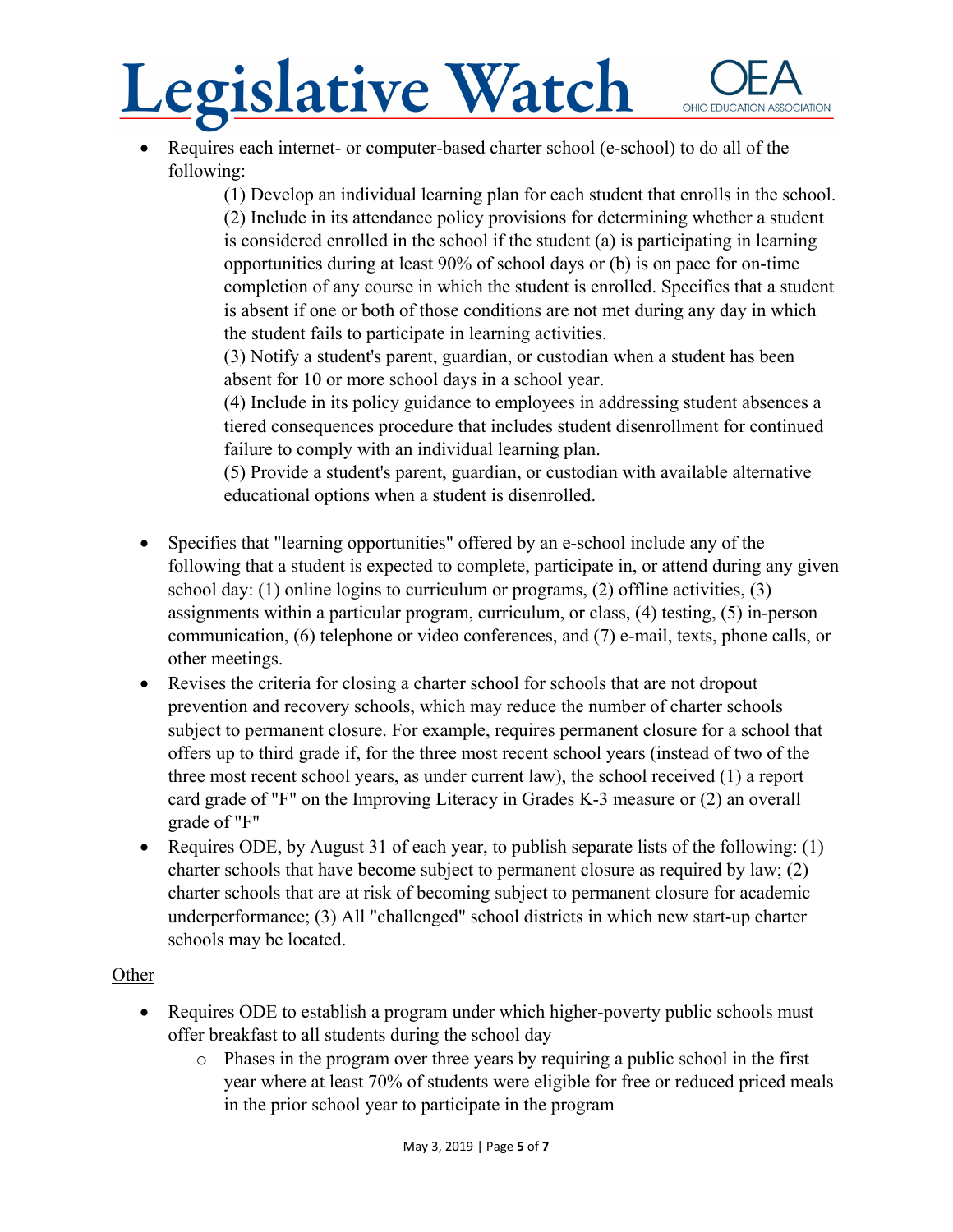- Requires each internet- or computer-based charter school (e-school) to do all of the following:

  (1) Develop an individual learning plan for each student that enrolls in the school.
  (2) Include in its attendance policy provisions for determining whether a student is considered enrolled in the school if the student (a) is participating in learning opportunities during at least 90% of school days or (b) is on pace for on-time completion of any course in which the student is enrolled. Specifies that a student is absent if one or both of those conditions are not met during any day in which the student fails to participate in learning activities.
  (3) Notify a student's parent, guardian, or custodian when a student has been absent for 10 or more school days in a school year.
  (4) Include in its policy guidance to employees in addressing student absences a tiered consequences procedure that includes student disenrollment for continued failure to comply with an individual learning plan.
  (5) Provide a student's parent, guardian, or custodian with available alternative educational options when a student is disenrolled.

- Specifies that "learning opportunities" offered by an e-school include any of the following that a student is expected to complete, participate in, or attend during any given school day: (1) online logins to curriculum or programs, (2) offline activities, (3) assignments within a particular program, curriculum, or class, (4) testing, (5) in-person communication, (6) telephone or video conferences, and (7) e-mail, texts, phone calls, or other meetings.
- Revises the criteria for closing a charter school for schools that are not dropout prevention and recovery schools, which may reduce the number of charter schools subject to permanent closure. For example, requires permanent closure for a school that offers up to third grade if, for the three most recent school years (instead of two of the three most recent school years, as under current law), the school received (1) a report card grade of "F" on the Improving Literacy in Grades K-3 measure or (2) an overall grade of "F"
- Requires ODE, by August 31 of each year, to publish separate lists of the following: (1) charter schools that have become subject to permanent closure as required by law; (2) charter schools that are at risk of becoming subject to permanent closure for academic underperformance; (3) All "challenged" school districts in which new start-up charter schools may be located.

<u>Other</u>

- Requires ODE to establish a program under which higher-poverty public schools must offer breakfast to all students during the school day
  - Phases in the program over three years by requiring a public school in the first year where at least 70% of students were eligible for free or reduced priced meals in the prior school year to participate in the program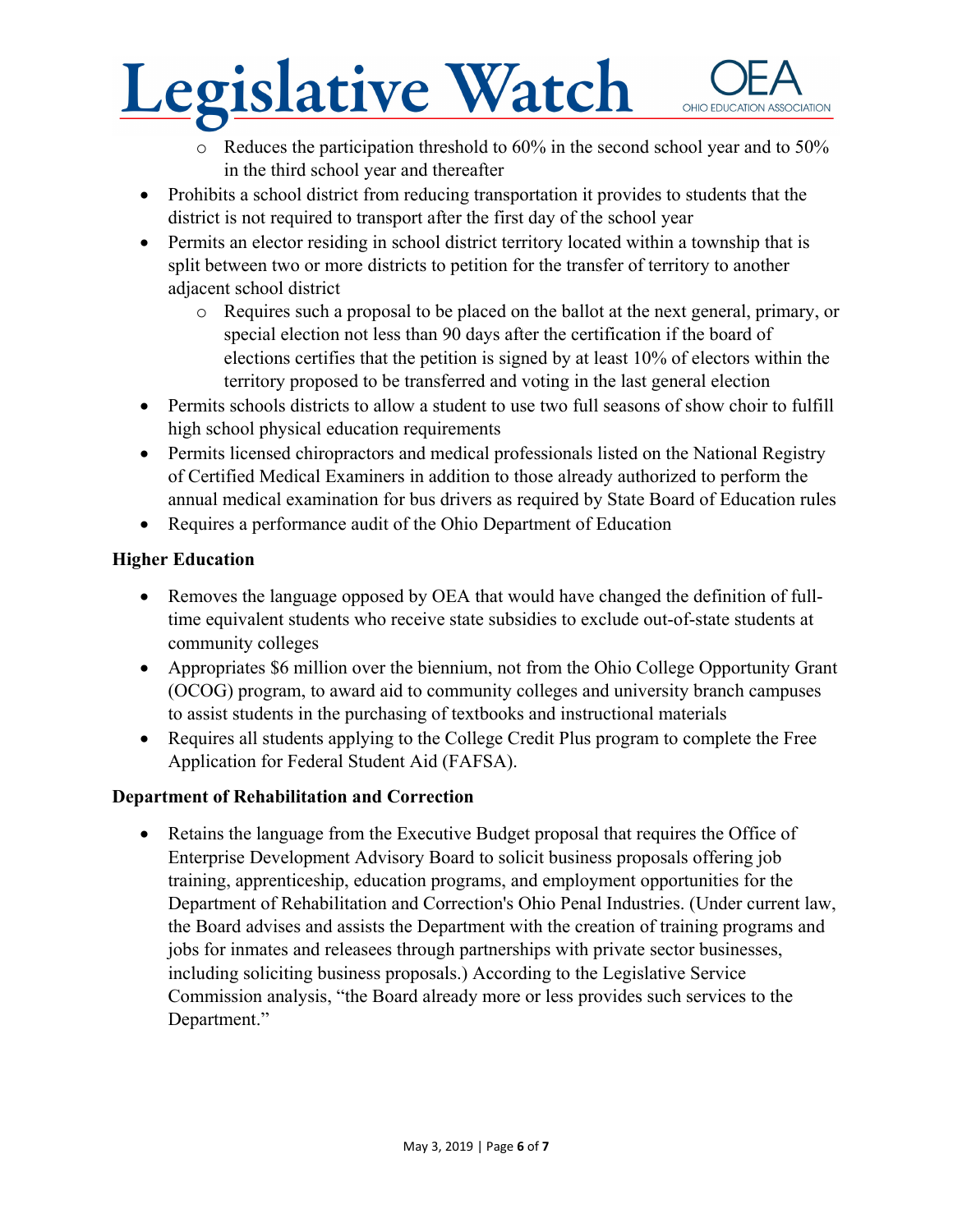- Reduces the participation threshold to 60% in the second school year and to 50% in the third school year and thereafter
- Prohibits a school district from reducing transportation it provides to students that the district is not required to transport after the first day of the school year
- Permits an elector residing in school district territory located within a township that is split between two or more districts to petition for the transfer of territory to another adjacent school district
  - Requires such a proposal to be placed on the ballot at the next general, primary, or special election not less than 90 days after the certification if the board of elections certifies that the petition is signed by at least 10% of electors within the territory proposed to be transferred and voting in the last general election
- Permits schools districts to allow a student to use two full seasons of show choir to fulfill high school physical education requirements
- Permits licensed chiropractors and medical professionals listed on the National Registry of Certified Medical Examiners in addition to those already authorized to perform the annual medical examination for bus drivers as required by State Board of Education rules
- Requires a performance audit of the Ohio Department of Education

**Higher Education**

- Removes the language opposed by OEA that would have changed the definition of full-time equivalent students who receive state subsidies to exclude out-of-state students at community colleges
- Appropriates $6 million over the biennium, not from the Ohio College Opportunity Grant (OCOG) program, to award aid to community colleges and university branch campuses to assist students in the purchasing of textbooks and instructional materials
- Requires all students applying to the College Credit Plus program to complete the Free Application for Federal Student Aid (FAFSA).

**Department of Rehabilitation and Correction**

- Retains the language from the Executive Budget proposal that requires the Office of Enterprise Development Advisory Board to solicit business proposals offering job training, apprenticeship, education programs, and employment opportunities for the Department of Rehabilitation and Correction's Ohio Penal Industries. (Under current law, the Board advises and assists the Department with the creation of training programs and jobs for inmates and releasees through partnerships with private sector businesses, including soliciting business proposals.) According to the Legislative Service Commission analysis, "the Board already more or less provides such services to the Department."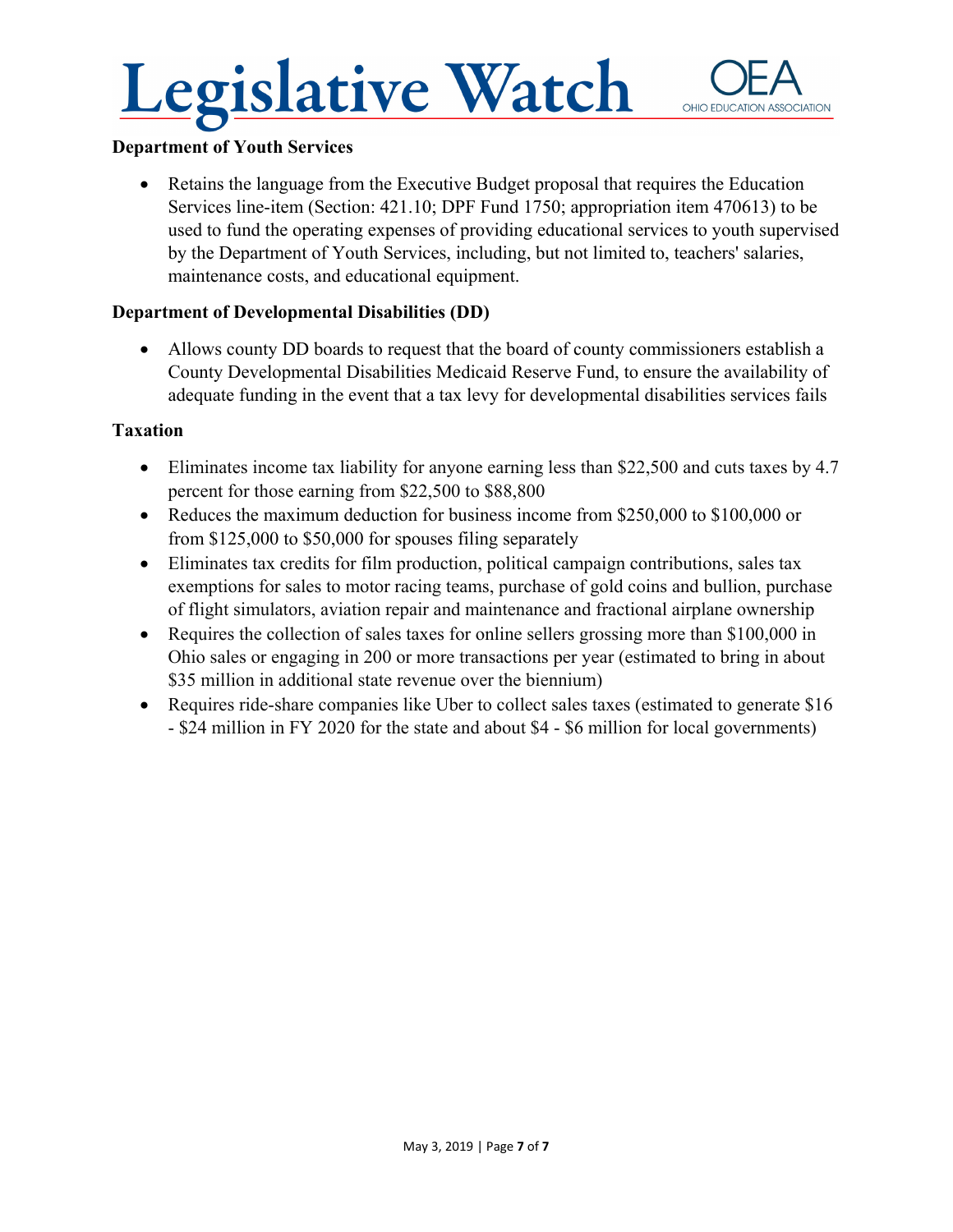### Department of Youth Services

- Retains the language from the Executive Budget proposal that requires the Education Services line-item (Section: 421.10; DPF Fund 1750; appropriation item 470613) to be used to fund the operating expenses of providing educational services to youth supervised by the Department of Youth Services, including, but not limited to, teachers' salaries, maintenance costs, and educational equipment.

### Department of Developmental Disabilities (DD)

- Allows county DD boards to request that the board of county commissioners establish a County Developmental Disabilities Medicaid Reserve Fund, to ensure the availability of adequate funding in the event that a tax levy for developmental disabilities services fails

### Taxation

- Eliminates income tax liability for anyone earning less than $22,500 and cuts taxes by 4.7 percent for those earning from $22,500 to $88,800
- Reduces the maximum deduction for business income from $250,000 to $100,000 or from $125,000 to $50,000 for spouses filing separately
- Eliminates tax credits for film production, political campaign contributions, sales tax exemptions for sales to motor racing teams, purchase of gold coins and bullion, purchase of flight simulators, aviation repair and maintenance and fractional airplane ownership
- Requires the collection of sales taxes for online sellers grossing more than $100,000 in Ohio sales or engaging in 200 or more transactions per year (estimated to bring in about $35 million in additional state revenue over the biennium)
- Requires ride-share companies like Uber to collect sales taxes (estimated to generate $16 - $24 million in FY 2020 for the state and about $4 - $6 million for local governments)